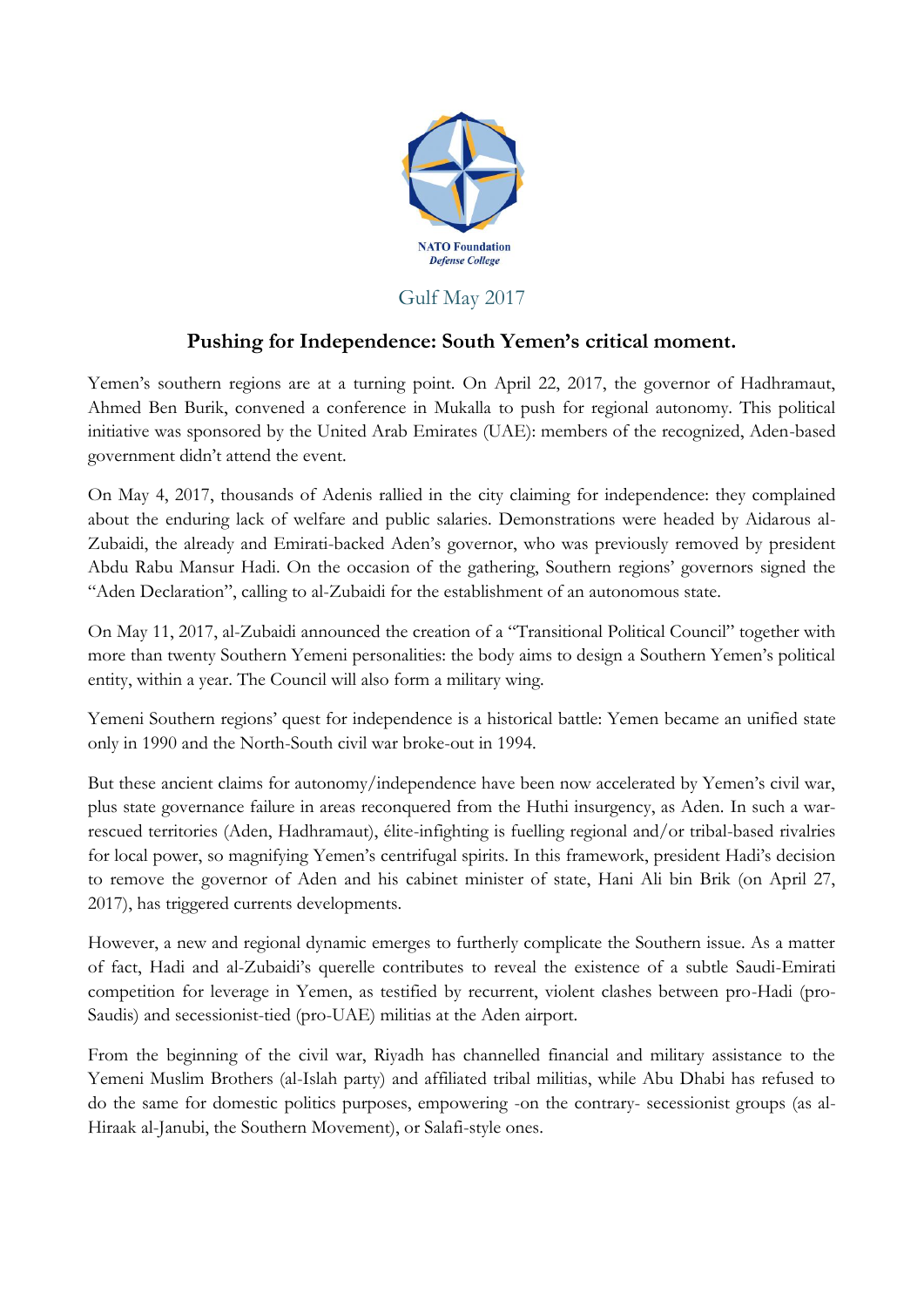NATO Foundation
*Defense College*

Gulf May 2017

## Pushing for Independence: South Yemen's critical moment.

Yemen's southern regions are at a turning point. On April 22, 2017, the governor of Hadhramaut, Ahmed Ben Burik, convened a conference in Mukalla to push for regional autonomy. This political initiative was sponsored by the United Arab Emirates (UAE): members of the recognized, Aden-based government didn't attend the event.

On May 4, 2017, thousands of Adenis rallied in the city claiming for independence: they complained about the enduring lack of welfare and public salaries. Demonstrations were headed by Aidarous al-Zubaidi, the already and Emirati-backed Aden's governor, who was previously removed by president Abdu Rabu Mansur Hadi. On the occasion of the gathering, Southern regions' governors signed the "Aden Declaration", calling to al-Zubaidi for the establishment of an autonomous state.

On May 11, 2017, al-Zubaidi announced the creation of a "Transitional Political Council" together with more than twenty Southern Yemeni personalities: the body aims to design a Southern Yemen's political entity, within a year. The Council will also form a military wing.

Yemeni Southern regions' quest for independence is a historical battle: Yemen became an unified state only in 1990 and the North-South civil war broke-out in 1994.

But these ancient claims for autonomy/independence have been now accelerated by Yemen's civil war, plus state governance failure in areas reconquered from the Huthi insurgency, as Aden. In such a war-rescued territories (Aden, Hadhramaut), élite-infighting is fuelling regional and/or tribal-based rivalries for local power, so magnifying Yemen's centrifugal spirits. In this framework, president Hadi's decision to remove the governor of Aden and his cabinet minister of state, Hani Ali bin Brik (on April 27, 2017), has triggered currents developments.

However, a new and regional dynamic emerges to furtherly complicate the Southern issue. As a matter of fact, Hadi and al-Zubaidi's querelle contributes to reveal the existence of a subtle Saudi-Emirati competition for leverage in Yemen, as testified by recurrent, violent clashes between pro-Hadi (pro-Saudis) and secessionist-tied (pro-UAE) militias at the Aden airport.

From the beginning of the civil war, Riyadh has channelled financial and military assistance to the Yemeni Muslim Brothers (al-Islah party) and affiliated tribal militias, while Abu Dhabi has refused to do the same for domestic politics purposes, empowering -on the contrary- secessionist groups (as al-Hiraak al-Janubi, the Southern Movement), or Salafi-style ones.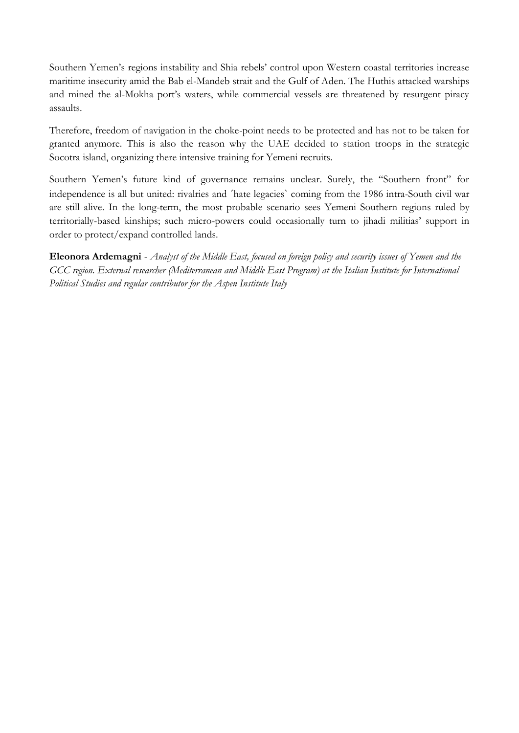Southern Yemen's regions instability and Shia rebels' control upon Western coastal territories increase maritime insecurity amid the Bab el-Mandeb strait and the Gulf of Aden. The Huthis attacked warships and mined the al-Mokha port's waters, while commercial vessels are threatened by resurgent piracy assaults.

Therefore, freedom of navigation in the choke-point needs to be protected and has not to be taken for granted anymore. This is also the reason why the UAE decided to station troops in the strategic Socotra island, organizing there intensive training for Yemeni recruits.

Southern Yemen's future kind of governance remains unclear. Surely, the "Southern front" for independence is all but united: rivalries and ´hate legacies` coming from the 1986 intra-South civil war are still alive. In the long-term, the most probable scenario sees Yemeni Southern regions ruled by territorially-based kinships; such micro-powers could occasionally turn to jihadi militias' support in order to protect/expand controlled lands.

**Eleonora Ardemagni** - *Analyst of the Middle East, focused on foreign policy and security issues of Yemen and the GCC region. External researcher (Mediterranean and Middle East Program) at the Italian Institute for International Political Studies and regular contributor for the Aspen Institute Italy*